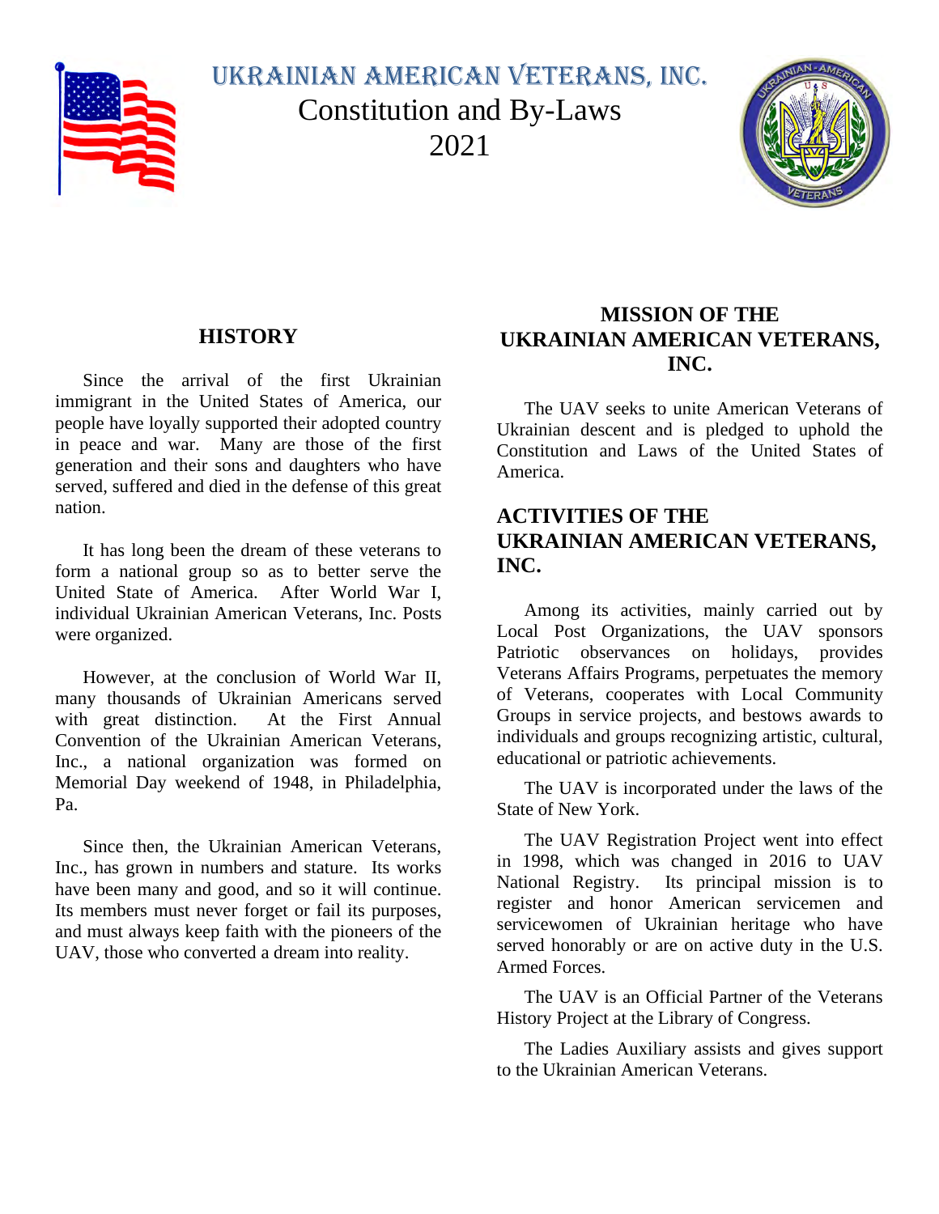# UKRAINIAN AMERICAN VETERANS, INC.

# Constitution and By-Laws
# 2021

## HISTORY

Since the arrival of the first Ukrainian immigrant in the United States of America, our people have loyally supported their adopted country in peace and war. Many are those of the first generation and their sons and daughters who have served, suffered and died in the defense of this great nation.

It has long been the dream of these veterans to form a national group so as to better serve the United State of America. After World War I, individual Ukrainian American Veterans, Inc. Posts were organized.

However, at the conclusion of World War II, many thousands of Ukrainian Americans served with great distinction. At the First Annual Convention of the Ukrainian American Veterans, Inc., a national organization was formed on Memorial Day weekend of 1948, in Philadelphia, Pa.

Since then, the Ukrainian American Veterans, Inc., has grown in numbers and stature. Its works have been many and good, and so it will continue. Its members must never forget or fail its purposes, and must always keep faith with the pioneers of the UAV, those who converted a dream into reality.

## MISSION OF THE UKRAINIAN AMERICAN VETERANS, INC.

The UAV seeks to unite American Veterans of Ukrainian descent and is pledged to uphold the Constitution and Laws of the United States of America.

## ACTIVITIES OF THE UKRAINIAN AMERICAN VETERANS, INC.

Among its activities, mainly carried out by Local Post Organizations, the UAV sponsors Patriotic observances on holidays, provides Veterans Affairs Programs, perpetuates the memory of Veterans, cooperates with Local Community Groups in service projects, and bestows awards to individuals and groups recognizing artistic, cultural, educational or patriotic achievements.

The UAV is incorporated under the laws of the State of New York.

The UAV Registration Project went into effect in 1998, which was changed in 2016 to UAV National Registry. Its principal mission is to register and honor American servicemen and servicewomen of Ukrainian heritage who have served honorably or are on active duty in the U.S. Armed Forces.

The UAV is an Official Partner of the Veterans History Project at the Library of Congress.

The Ladies Auxiliary assists and gives support to the Ukrainian American Veterans.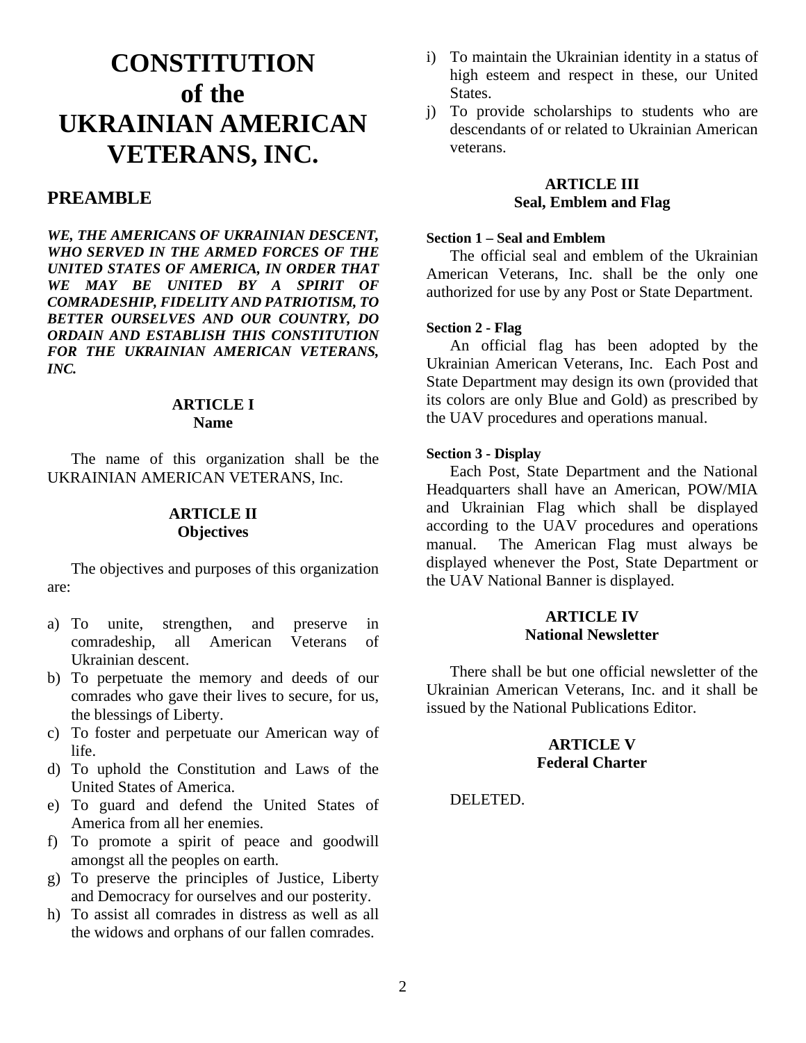# CONSTITUTION of the UKRAINIAN AMERICAN VETERANS, INC.

## PREAMBLE

***WE, THE AMERICANS OF UKRAINIAN DESCENT, WHO SERVED IN THE ARMED FORCES OF THE UNITED STATES OF AMERICA, IN ORDER THAT WE MAY BE UNITED BY A SPIRIT OF COMRADESHIP, FIDELITY AND PATRIOTISM, TO BETTER OURSELVES AND OUR COUNTRY, DO ORDAIN AND ESTABLISH THIS CONSTITUTION FOR THE UKRAINIAN AMERICAN VETERANS, INC.***

### ARTICLE I
### Name

The name of this organization shall be the UKRAINIAN AMERICAN VETERANS, Inc.

### ARTICLE II
### Objectives

The objectives and purposes of this organization are:

a) To unite, strengthen, and preserve in comradeship, all American Veterans of Ukrainian descent.
b) To perpetuate the memory and deeds of our comrades who gave their lives to secure, for us, the blessings of Liberty.
c) To foster and perpetuate our American way of life.
d) To uphold the Constitution and Laws of the United States of America.
e) To guard and defend the United States of America from all her enemies.
f) To promote a spirit of peace and goodwill amongst all the peoples on earth.
g) To preserve the principles of Justice, Liberty and Democracy for ourselves and our posterity.
h) To assist all comrades in distress as well as all the widows and orphans of our fallen comrades.
i) To maintain the Ukrainian identity in a status of high esteem and respect in these, our United States.
j) To provide scholarships to students who are descendants of or related to Ukrainian American veterans.

### ARTICLE III
### Seal, Emblem and Flag

#### Section 1 – Seal and Emblem

The official seal and emblem of the Ukrainian American Veterans, Inc. shall be the only one authorized for use by any Post or State Department.

#### Section 2 - Flag

An official flag has been adopted by the Ukrainian American Veterans, Inc. Each Post and State Department may design its own (provided that its colors are only Blue and Gold) as prescribed by the UAV procedures and operations manual.

#### Section 3 - Display

Each Post, State Department and the National Headquarters shall have an American, POW/MIA and Ukrainian Flag which shall be displayed according to the UAV procedures and operations manual. The American Flag must always be displayed whenever the Post, State Department or the UAV National Banner is displayed.

### ARTICLE IV
### National Newsletter

There shall be but one official newsletter of the Ukrainian American Veterans, Inc. and it shall be issued by the National Publications Editor.

### ARTICLE V
### Federal Charter

DELETED.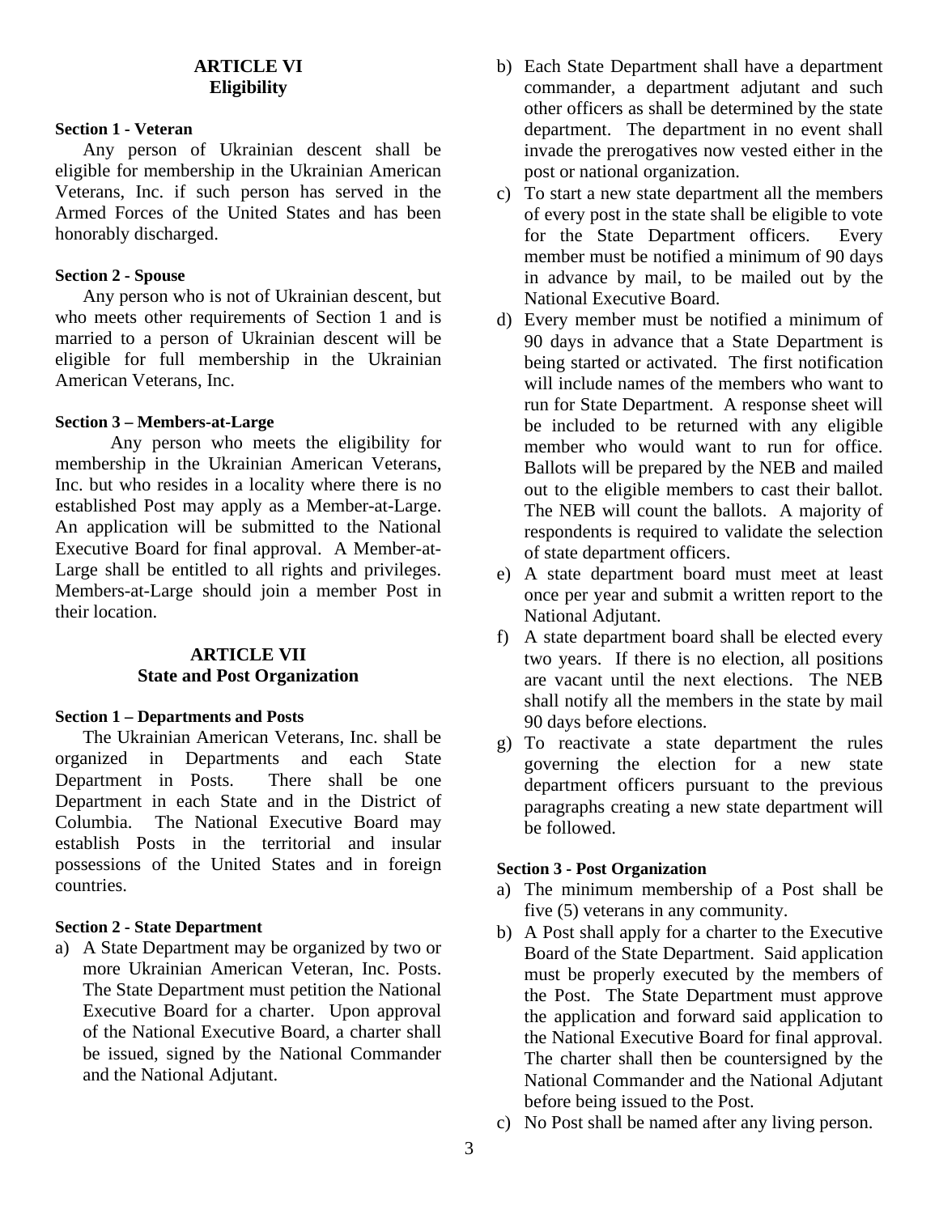## ARTICLE VI
## Eligibility

**Section 1 - Veteran**

Any person of Ukrainian descent shall be eligible for membership in the Ukrainian American Veterans, Inc. if such person has served in the Armed Forces of the United States and has been honorably discharged.

**Section 2 - Spouse**

Any person who is not of Ukrainian descent, but who meets other requirements of Section 1 and is married to a person of Ukrainian descent will be eligible for full membership in the Ukrainian American Veterans, Inc.

**Section 3 – Members-at-Large**

Any person who meets the eligibility for membership in the Ukrainian American Veterans, Inc. but who resides in a locality where there is no established Post may apply as a Member-at-Large. An application will be submitted to the National Executive Board for final approval. A Member-at-Large shall be entitled to all rights and privileges. Members-at-Large should join a member Post in their location.

## ARTICLE VII
## State and Post Organization

**Section 1 – Departments and Posts**

The Ukrainian American Veterans, Inc. shall be organized in Departments and each State Department in Posts. There shall be one Department in each State and in the District of Columbia. The National Executive Board may establish Posts in the territorial and insular possessions of the United States and in foreign countries.

**Section 2 - State Department**

a) A State Department may be organized by two or more Ukrainian American Veteran, Inc. Posts. The State Department must petition the National Executive Board for a charter. Upon approval of the National Executive Board, a charter shall be issued, signed by the National Commander and the National Adjutant.

b) Each State Department shall have a department commander, a department adjutant and such other officers as shall be determined by the state department. The department in no event shall invade the prerogatives now vested either in the post or national organization.

c) To start a new state department all the members of every post in the state shall be eligible to vote for the State Department officers. Every member must be notified a minimum of 90 days in advance by mail, to be mailed out by the National Executive Board.

d) Every member must be notified a minimum of 90 days in advance that a State Department is being started or activated. The first notification will include names of the members who want to run for State Department. A response sheet will be included to be returned with any eligible member who would want to run for office. Ballots will be prepared by the NEB and mailed out to the eligible members to cast their ballot. The NEB will count the ballots. A majority of respondents is required to validate the selection of state department officers.

e) A state department board must meet at least once per year and submit a written report to the National Adjutant.

f) A state department board shall be elected every two years. If there is no election, all positions are vacant until the next elections. The NEB shall notify all the members in the state by mail 90 days before elections.

g) To reactivate a state department the rules governing the election for a new state department officers pursuant to the previous paragraphs creating a new state department will be followed.

**Section 3 - Post Organization**

a) The minimum membership of a Post shall be five (5) veterans in any community.

b) A Post shall apply for a charter to the Executive Board of the State Department. Said application must be properly executed by the members of the Post. The State Department must approve the application and forward said application to the National Executive Board for final approval. The charter shall then be countersigned by the National Commander and the National Adjutant before being issued to the Post.

c) No Post shall be named after any living person.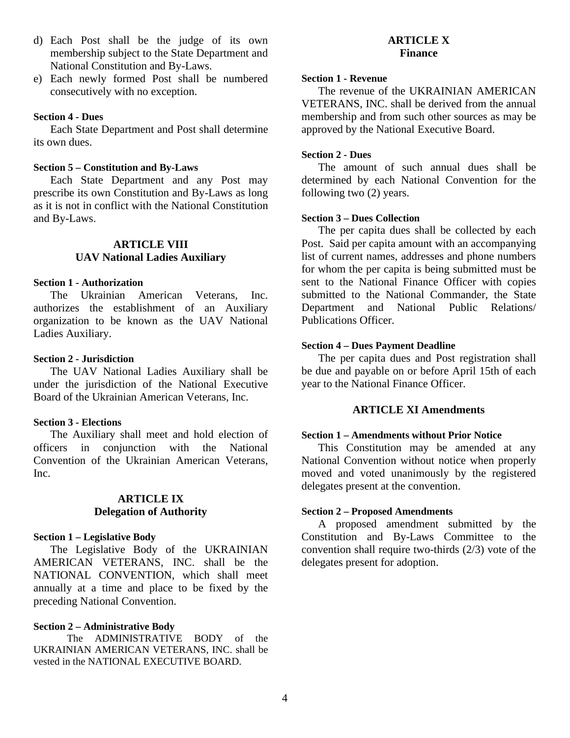d) Each Post shall be the judge of its own membership subject to the State Department and National Constitution and By-Laws.

e) Each newly formed Post shall be numbered consecutively with no exception.

**Section 4 - Dues**

Each State Department and Post shall determine its own dues.

**Section 5 – Constitution and By-Laws**

Each State Department and any Post may prescribe its own Constitution and By-Laws as long as it is not in conflict with the National Constitution and By-Laws.

## ARTICLE VIII
## UAV National Ladies Auxiliary

**Section 1 - Authorization**

The Ukrainian American Veterans, Inc. authorizes the establishment of an Auxiliary organization to be known as the UAV National Ladies Auxiliary.

**Section 2 - Jurisdiction**

The UAV National Ladies Auxiliary shall be under the jurisdiction of the National Executive Board of the Ukrainian American Veterans, Inc.

**Section 3 - Elections**

The Auxiliary shall meet and hold election of officers in conjunction with the National Convention of the Ukrainian American Veterans, Inc.

## ARTICLE IX
## Delegation of Authority

**Section 1 – Legislative Body**

The Legislative Body of the UKRAINIAN AMERICAN VETERANS, INC. shall be the NATIONAL CONVENTION, which shall meet annually at a time and place to be fixed by the preceding National Convention.

**Section 2 – Administrative Body**

The ADMINISTRATIVE BODY of the UKRAINIAN AMERICAN VETERANS, INC. shall be vested in the NATIONAL EXECUTIVE BOARD.

## ARTICLE X
## Finance

**Section 1 - Revenue**

The revenue of the UKRAINIAN AMERICAN VETERANS, INC. shall be derived from the annual membership and from such other sources as may be approved by the National Executive Board.

**Section 2 - Dues**

The amount of such annual dues shall be determined by each National Convention for the following two (2) years.

**Section 3 – Dues Collection**

The per capita dues shall be collected by each Post. Said per capita amount with an accompanying list of current names, addresses and phone numbers for whom the per capita is being submitted must be sent to the National Finance Officer with copies submitted to the National Commander, the State Department and National Public Relations/ Publications Officer.

**Section 4 – Dues Payment Deadline**

The per capita dues and Post registration shall be due and payable on or before April 15th of each year to the National Finance Officer.

## ARTICLE XI Amendments

**Section 1 – Amendments without Prior Notice**

This Constitution may be amended at any National Convention without notice when properly moved and voted unanimously by the registered delegates present at the convention.

**Section 2 – Proposed Amendments**

A proposed amendment submitted by the Constitution and By-Laws Committee to the convention shall require two-thirds (2/3) vote of the delegates present for adoption.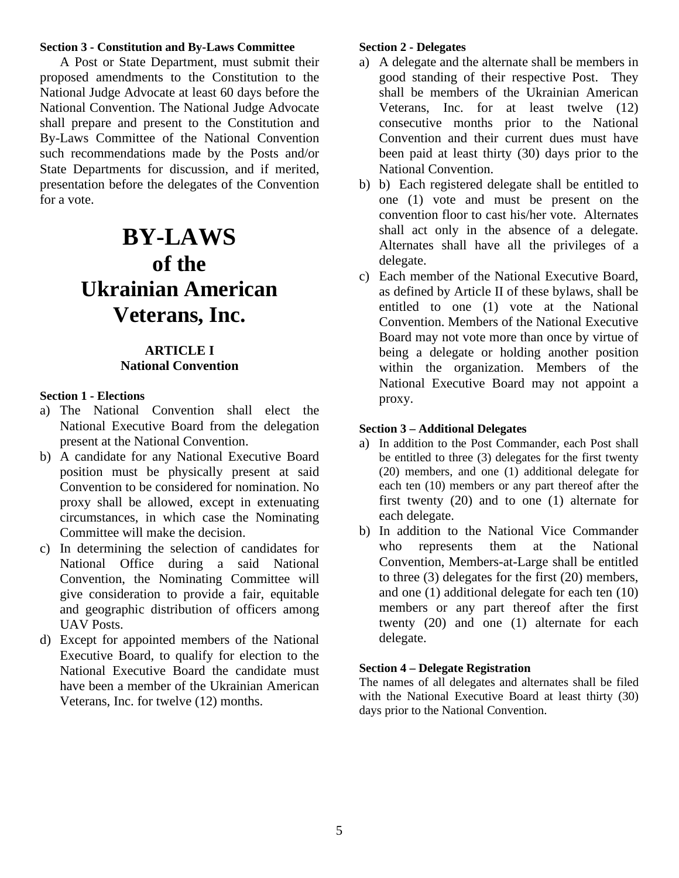**Section 3 - Constitution and By-Laws Committee**

A Post or State Department, must submit their proposed amendments to the Constitution to the National Judge Advocate at least 60 days before the National Convention. The National Judge Advocate shall prepare and present to the Constitution and By-Laws Committee of the National Convention such recommendations made by the Posts and/or State Departments for discussion, and if merited, presentation before the delegates of the Convention for a vote.

# BY-LAWS of the Ukrainian American Veterans, Inc.

## ARTICLE I National Convention

**Section 1 - Elections**

a) The National Convention shall elect the National Executive Board from the delegation present at the National Convention.
b) A candidate for any National Executive Board position must be physically present at said Convention to be considered for nomination. No proxy shall be allowed, except in extenuating circumstances, in which case the Nominating Committee will make the decision.
c) In determining the selection of candidates for National Office during a said National Convention, the Nominating Committee will give consideration to provide a fair, equitable and geographic distribution of officers among UAV Posts.
d) Except for appointed members of the National Executive Board, to qualify for election to the National Executive Board the candidate must have been a member of the Ukrainian American Veterans, Inc. for twelve (12) months.

**Section 2 - Delegates**

a) A delegate and the alternate shall be members in good standing of their respective Post. They shall be members of the Ukrainian American Veterans, Inc. for at least twelve (12) consecutive months prior to the National Convention and their current dues must have been paid at least thirty (30) days prior to the National Convention.
b) b) Each registered delegate shall be entitled to one (1) vote and must be present on the convention floor to cast his/her vote. Alternates shall act only in the absence of a delegate. Alternates shall have all the privileges of a delegate.
c) Each member of the National Executive Board, as defined by Article II of these bylaws, shall be entitled to one (1) vote at the National Convention. Members of the National Executive Board may not vote more than once by virtue of being a delegate or holding another position within the organization. Members of the National Executive Board may not appoint a proxy.

**Section 3 – Additional Delegates**

a) In addition to the Post Commander, each Post shall be entitled to three (3) delegates for the first twenty (20) members, and one (1) additional delegate for each ten (10) members or any part thereof after the first twenty (20) and to one (1) alternate for each delegate.
b) In addition to the National Vice Commander who represents them at the National Convention, Members-at-Large shall be entitled to three (3) delegates for the first (20) members, and one (1) additional delegate for each ten (10) members or any part thereof after the first twenty (20) and one (1) alternate for each delegate.

**Section 4 – Delegate Registration**

The names of all delegates and alternates shall be filed with the National Executive Board at least thirty (30) days prior to the National Convention.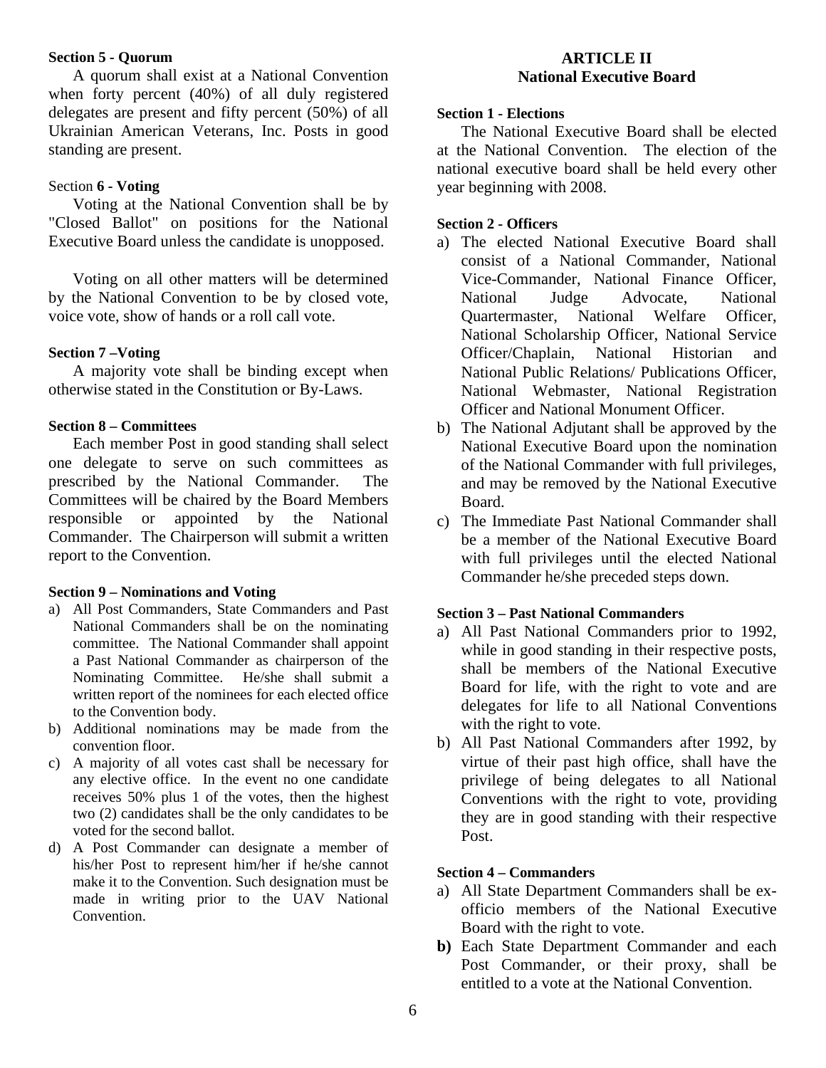**Section 5 - Quorum**

A quorum shall exist at a National Convention when forty percent (40%) of all duly registered delegates are present and fifty percent (50%) of all Ukrainian American Veterans, Inc. Posts in good standing are present.

Section **6 - Voting**

Voting at the National Convention shall be by "Closed Ballot" on positions for the National Executive Board unless the candidate is unopposed.

Voting on all other matters will be determined by the National Convention to be by closed vote, voice vote, show of hands or a roll call vote.

**Section 7 –Voting**

A majority vote shall be binding except when otherwise stated in the Constitution or By-Laws.

**Section 8 – Committees**

Each member Post in good standing shall select one delegate to serve on such committees as prescribed by the National Commander. The Committees will be chaired by the Board Members responsible or appointed by the National Commander. The Chairperson will submit a written report to the Convention.

**Section 9 – Nominations and Voting**

a) All Post Commanders, State Commanders and Past National Commanders shall be on the nominating committee. The National Commander shall appoint a Past National Commander as chairperson of the Nominating Committee. He/she shall submit a written report of the nominees for each elected office to the Convention body.
b) Additional nominations may be made from the convention floor.
c) A majority of all votes cast shall be necessary for any elective office. In the event no one candidate receives 50% plus 1 of the votes, then the highest two (2) candidates shall be the only candidates to be voted for the second ballot.
d) A Post Commander can designate a member of his/her Post to represent him/her if he/she cannot make it to the Convention. Such designation must be made in writing prior to the UAV National Convention.

## ARTICLE II
## National Executive Board

**Section 1 - Elections**

The National Executive Board shall be elected at the National Convention. The election of the national executive board shall be held every other year beginning with 2008.

**Section 2 - Officers**

a) The elected National Executive Board shall consist of a National Commander, National Vice-Commander, National Finance Officer, National Judge Advocate, National Quartermaster, National Welfare Officer, National Scholarship Officer, National Service Officer/Chaplain, National Historian and National Public Relations/ Publications Officer, National Webmaster, National Registration Officer and National Monument Officer.
b) The National Adjutant shall be approved by the National Executive Board upon the nomination of the National Commander with full privileges, and may be removed by the National Executive Board.
c) The Immediate Past National Commander shall be a member of the National Executive Board with full privileges until the elected National Commander he/she preceded steps down.

**Section 3 – Past National Commanders**

a) All Past National Commanders prior to 1992, while in good standing in their respective posts, shall be members of the National Executive Board for life, with the right to vote and are delegates for life to all National Conventions with the right to vote.
b) All Past National Commanders after 1992, by virtue of their past high office, shall have the privilege of being delegates to all National Conventions with the right to vote, providing they are in good standing with their respective Post.

**Section 4 – Commanders**

a) All State Department Commanders shall be ex-officio members of the National Executive Board with the right to vote.
**b)** Each State Department Commander and each Post Commander, or their proxy, shall be entitled to a vote at the National Convention.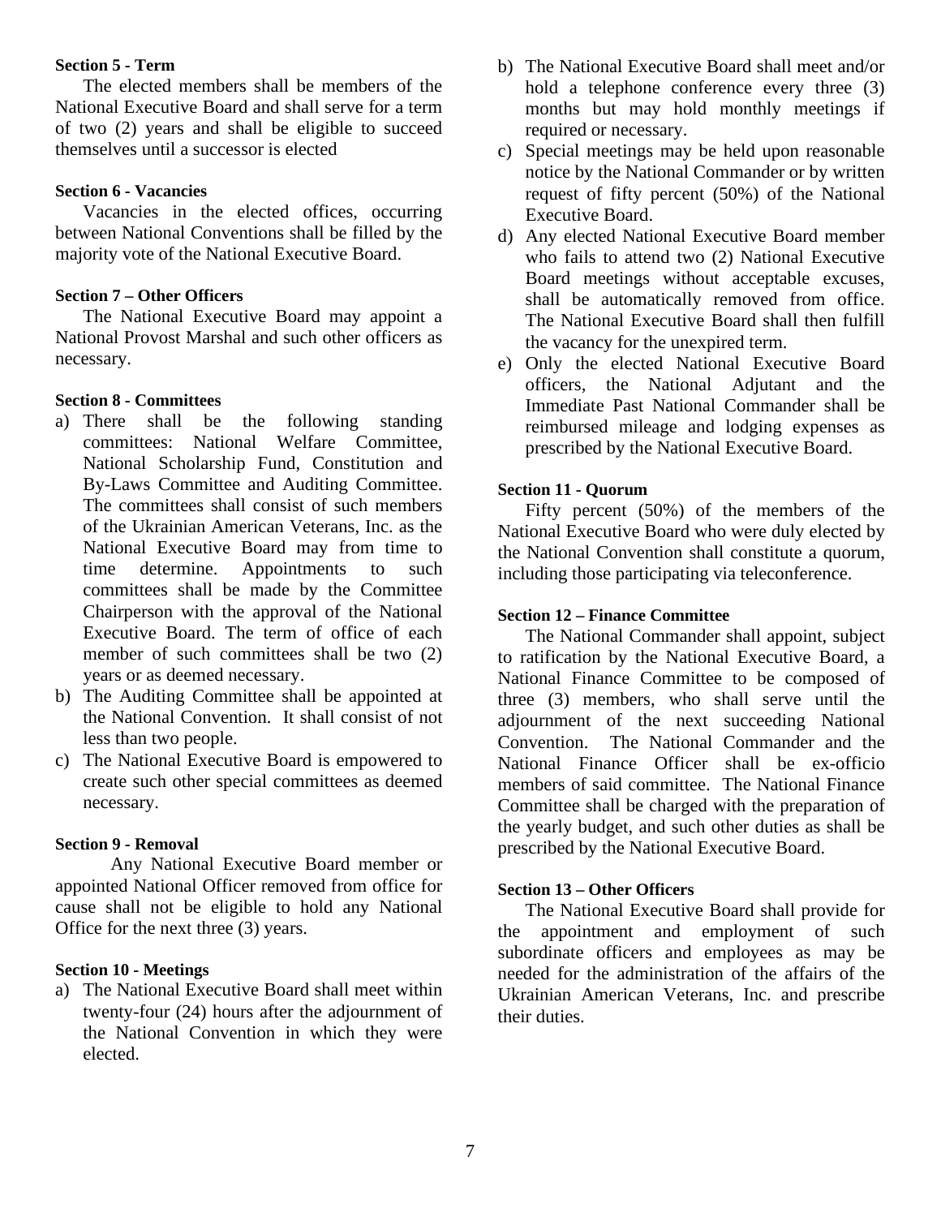**Section 5 - Term**

The elected members shall be members of the National Executive Board and shall serve for a term of two (2) years and shall be eligible to succeed themselves until a successor is elected

**Section 6 - Vacancies**

Vacancies in the elected offices, occurring between National Conventions shall be filled by the majority vote of the National Executive Board.

**Section 7 – Other Officers**

The National Executive Board may appoint a National Provost Marshal and such other officers as necessary.

**Section 8 - Committees**

a) There shall be the following standing committees: National Welfare Committee, National Scholarship Fund, Constitution and By-Laws Committee and Auditing Committee. The committees shall consist of such members of the Ukrainian American Veterans, Inc. as the National Executive Board may from time to time determine. Appointments to such committees shall be made by the Committee Chairperson with the approval of the National Executive Board. The term of office of each member of such committees shall be two (2) years or as deemed necessary.
b) The Auditing Committee shall be appointed at the National Convention. It shall consist of not less than two people.
c) The National Executive Board is empowered to create such other special committees as deemed necessary.

**Section 9 - Removal**

Any National Executive Board member or appointed National Officer removed from office for cause shall not be eligible to hold any National Office for the next three (3) years.

**Section 10 - Meetings**

a) The National Executive Board shall meet within twenty-four (24) hours after the adjournment of the National Convention in which they were elected.
b) The National Executive Board shall meet and/or hold a telephone conference every three (3) months but may hold monthly meetings if required or necessary.
c) Special meetings may be held upon reasonable notice by the National Commander or by written request of fifty percent (50%) of the National Executive Board.
d) Any elected National Executive Board member who fails to attend two (2) National Executive Board meetings without acceptable excuses, shall be automatically removed from office. The National Executive Board shall then fulfill the vacancy for the unexpired term.
e) Only the elected National Executive Board officers, the National Adjutant and the Immediate Past National Commander shall be reimbursed mileage and lodging expenses as prescribed by the National Executive Board.

**Section 11 - Quorum**

Fifty percent (50%) of the members of the National Executive Board who were duly elected by the National Convention shall constitute a quorum, including those participating via teleconference.

**Section 12 – Finance Committee**

The National Commander shall appoint, subject to ratification by the National Executive Board, a National Finance Committee to be composed of three (3) members, who shall serve until the adjournment of the next succeeding National Convention. The National Commander and the National Finance Officer shall be ex-officio members of said committee. The National Finance Committee shall be charged with the preparation of the yearly budget, and such other duties as shall be prescribed by the National Executive Board.

**Section 13 – Other Officers**

The National Executive Board shall provide for the appointment and employment of such subordinate officers and employees as may be needed for the administration of the affairs of the Ukrainian American Veterans, Inc. and prescribe their duties.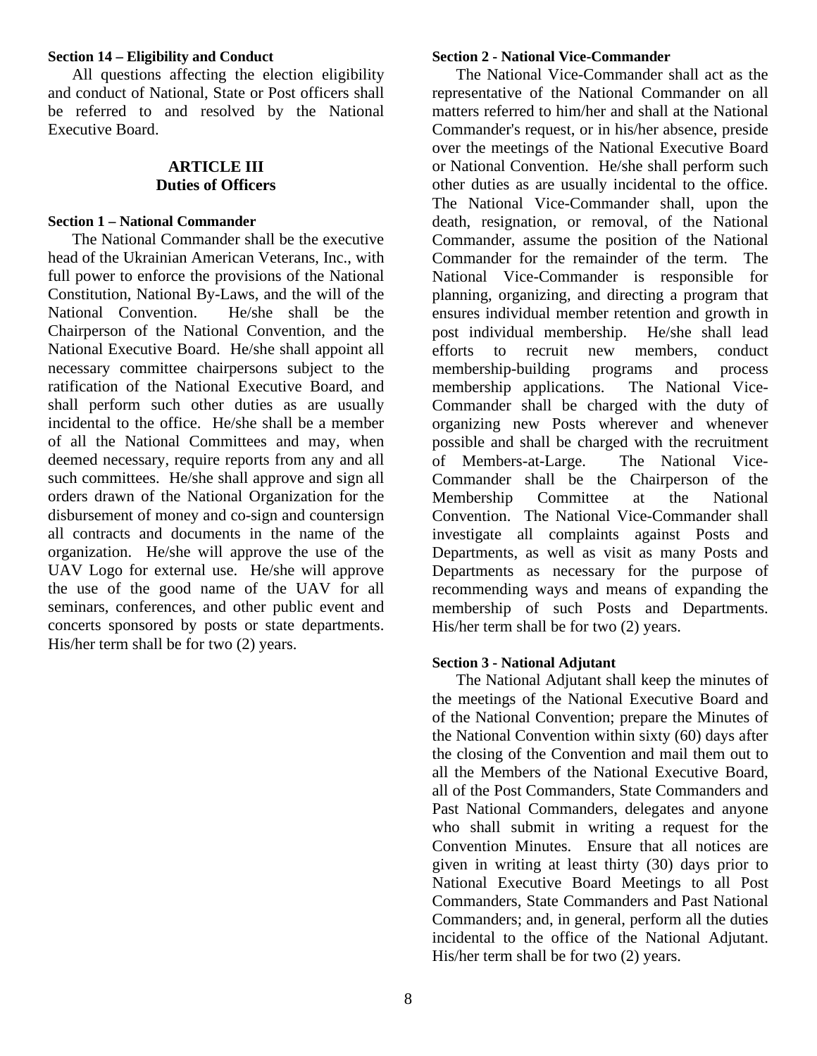**Section 14 – Eligibility and Conduct**

All questions affecting the election eligibility and conduct of National, State or Post officers shall be referred to and resolved by the National Executive Board.

## ARTICLE III
## Duties of Officers

**Section 1 – National Commander**

The National Commander shall be the executive head of the Ukrainian American Veterans, Inc., with full power to enforce the provisions of the National Constitution, National By-Laws, and the will of the National Convention. He/she shall be the Chairperson of the National Convention, and the National Executive Board. He/she shall appoint all necessary committee chairpersons subject to the ratification of the National Executive Board, and shall perform such other duties as are usually incidental to the office. He/she shall be a member of all the National Committees and may, when deemed necessary, require reports from any and all such committees. He/she shall approve and sign all orders drawn of the National Organization for the disbursement of money and co-sign and countersign all contracts and documents in the name of the organization. He/she will approve the use of the UAV Logo for external use. He/she will approve the use of the good name of the UAV for all seminars, conferences, and other public event and concerts sponsored by posts or state departments. His/her term shall be for two (2) years.

**Section 2 - National Vice-Commander**

The National Vice-Commander shall act as the representative of the National Commander on all matters referred to him/her and shall at the National Commander's request, or in his/her absence, preside over the meetings of the National Executive Board or National Convention. He/she shall perform such other duties as are usually incidental to the office. The National Vice-Commander shall, upon the death, resignation, or removal, of the National Commander, assume the position of the National Commander for the remainder of the term. The National Vice-Commander is responsible for planning, organizing, and directing a program that ensures individual member retention and growth in post individual membership. He/she shall lead efforts to recruit new members, conduct membership-building programs and process membership applications. The National Vice-Commander shall be charged with the duty of organizing new Posts wherever and whenever possible and shall be charged with the recruitment of Members-at-Large. The National Vice-Commander shall be the Chairperson of the Membership Committee at the National Convention. The National Vice-Commander shall investigate all complaints against Posts and Departments, as well as visit as many Posts and Departments as necessary for the purpose of recommending ways and means of expanding the membership of such Posts and Departments. His/her term shall be for two (2) years.

**Section 3 - National Adjutant**

The National Adjutant shall keep the minutes of the meetings of the National Executive Board and of the National Convention; prepare the Minutes of the National Convention within sixty (60) days after the closing of the Convention and mail them out to all the Members of the National Executive Board, all of the Post Commanders, State Commanders and Past National Commanders, delegates and anyone who shall submit in writing a request for the Convention Minutes. Ensure that all notices are given in writing at least thirty (30) days prior to National Executive Board Meetings to all Post Commanders, State Commanders and Past National Commanders; and, in general, perform all the duties incidental to the office of the National Adjutant. His/her term shall be for two (2) years.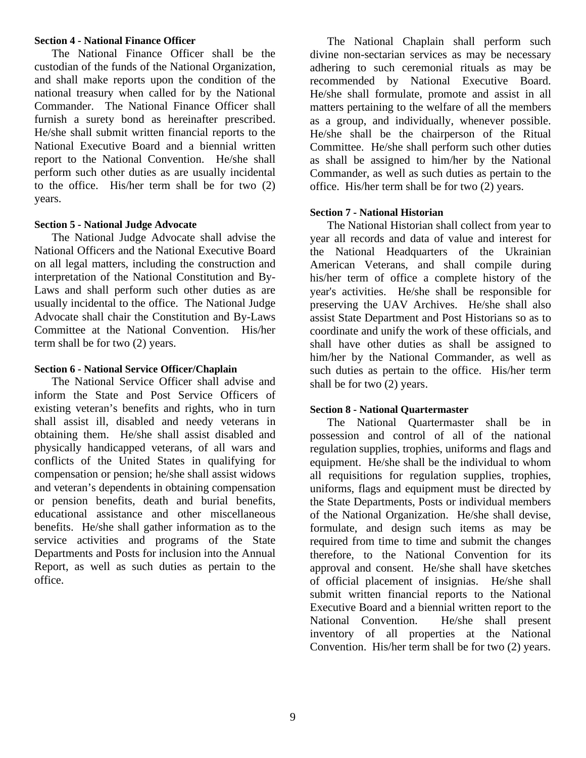**Section 4 - National Finance Officer**

The National Finance Officer shall be the custodian of the funds of the National Organization, and shall make reports upon the condition of the national treasury when called for by the National Commander. The National Finance Officer shall furnish a surety bond as hereinafter prescribed. He/she shall submit written financial reports to the National Executive Board and a biennial written report to the National Convention. He/she shall perform such other duties as are usually incidental to the office. His/her term shall be for two (2) years.

**Section 5 - National Judge Advocate**

The National Judge Advocate shall advise the National Officers and the National Executive Board on all legal matters, including the construction and interpretation of the National Constitution and By-Laws and shall perform such other duties as are usually incidental to the office. The National Judge Advocate shall chair the Constitution and By-Laws Committee at the National Convention. His/her term shall be for two (2) years.

**Section 6 - National Service Officer/Chaplain**

The National Service Officer shall advise and inform the State and Post Service Officers of existing veteran's benefits and rights, who in turn shall assist ill, disabled and needy veterans in obtaining them. He/she shall assist disabled and physically handicapped veterans, of all wars and conflicts of the United States in qualifying for compensation or pension; he/she shall assist widows and veteran's dependents in obtaining compensation or pension benefits, death and burial benefits, educational assistance and other miscellaneous benefits. He/she shall gather information as to the service activities and programs of the State Departments and Posts for inclusion into the Annual Report, as well as such duties as pertain to the office.

The National Chaplain shall perform such divine non-sectarian services as may be necessary adhering to such ceremonial rituals as may be recommended by National Executive Board. He/she shall formulate, promote and assist in all matters pertaining to the welfare of all the members as a group, and individually, whenever possible. He/she shall be the chairperson of the Ritual Committee. He/she shall perform such other duties as shall be assigned to him/her by the National Commander, as well as such duties as pertain to the office. His/her term shall be for two (2) years.

**Section 7 - National Historian**

The National Historian shall collect from year to year all records and data of value and interest for the National Headquarters of the Ukrainian American Veterans, and shall compile during his/her term of office a complete history of the year's activities. He/she shall be responsible for preserving the UAV Archives. He/she shall also assist State Department and Post Historians so as to coordinate and unify the work of these officials, and shall have other duties as shall be assigned to him/her by the National Commander, as well as such duties as pertain to the office. His/her term shall be for two (2) years.

**Section 8 - National Quartermaster**

The National Quartermaster shall be in possession and control of all of the national regulation supplies, trophies, uniforms and flags and equipment. He/she shall be the individual to whom all requisitions for regulation supplies, trophies, uniforms, flags and equipment must be directed by the State Departments, Posts or individual members of the National Organization. He/she shall devise, formulate, and design such items as may be required from time to time and submit the changes therefore, to the National Convention for its approval and consent. He/she shall have sketches of official placement of insignias. He/she shall submit written financial reports to the National Executive Board and a biennial written report to the National Convention. He/she shall present inventory of all properties at the National Convention. His/her term shall be for two (2) years.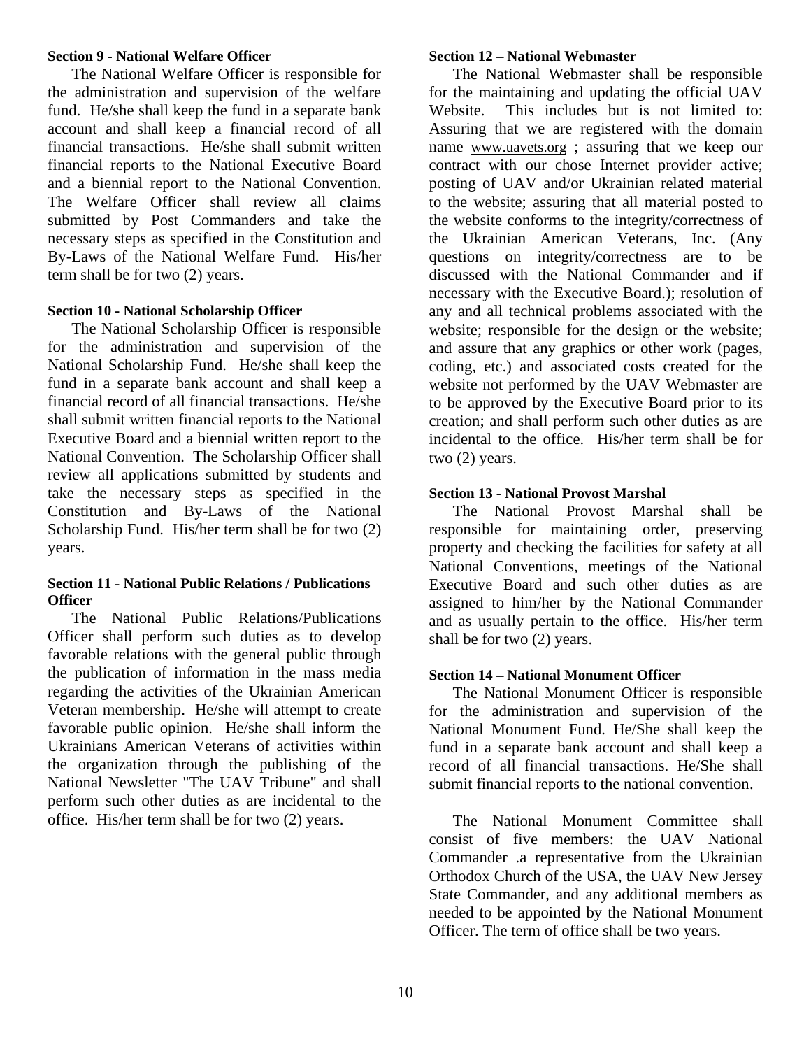**Section 9 - National Welfare Officer**

The National Welfare Officer is responsible for the administration and supervision of the welfare fund. He/she shall keep the fund in a separate bank account and shall keep a financial record of all financial transactions. He/she shall submit written financial reports to the National Executive Board and a biennial report to the National Convention. The Welfare Officer shall review all claims submitted by Post Commanders and take the necessary steps as specified in the Constitution and By-Laws of the National Welfare Fund. His/her term shall be for two (2) years.

**Section 10 - National Scholarship Officer**

The National Scholarship Officer is responsible for the administration and supervision of the National Scholarship Fund. He/she shall keep the fund in a separate bank account and shall keep a financial record of all financial transactions. He/she shall submit written financial reports to the National Executive Board and a biennial written report to the National Convention. The Scholarship Officer shall review all applications submitted by students and take the necessary steps as specified in the Constitution and By-Laws of the National Scholarship Fund. His/her term shall be for two (2) years.

**Section 11 - National Public Relations / Publications Officer**

The National Public Relations/Publications Officer shall perform such duties as to develop favorable relations with the general public through the publication of information in the mass media regarding the activities of the Ukrainian American Veteran membership. He/she will attempt to create favorable public opinion. He/she shall inform the Ukrainians American Veterans of activities within the organization through the publishing of the National Newsletter "The UAV Tribune" and shall perform such other duties as are incidental to the office. His/her term shall be for two (2) years.

**Section 12 – National Webmaster**

The National Webmaster shall be responsible for the maintaining and updating the official UAV Website. This includes but is not limited to: Assuring that we are registered with the domain name www.uavets.org ; assuring that we keep our contract with our chose Internet provider active; posting of UAV and/or Ukrainian related material to the website; assuring that all material posted to the website conforms to the integrity/correctness of the Ukrainian American Veterans, Inc. (Any questions on integrity/correctness are to be discussed with the National Commander and if necessary with the Executive Board.); resolution of any and all technical problems associated with the website; responsible for the design or the website; and assure that any graphics or other work (pages, coding, etc.) and associated costs created for the website not performed by the UAV Webmaster are to be approved by the Executive Board prior to its creation; and shall perform such other duties as are incidental to the office. His/her term shall be for two (2) years.

**Section 13 - National Provost Marshal**

The National Provost Marshal shall be responsible for maintaining order, preserving property and checking the facilities for safety at all National Conventions, meetings of the National Executive Board and such other duties as are assigned to him/her by the National Commander and as usually pertain to the office. His/her term shall be for two (2) years.

**Section 14 – National Monument Officer**

The National Monument Officer is responsible for the administration and supervision of the National Monument Fund. He/She shall keep the fund in a separate bank account and shall keep a record of all financial transactions. He/She shall submit financial reports to the national convention.

The National Monument Committee shall consist of five members: the UAV National Commander .a representative from the Ukrainian Orthodox Church of the USA, the UAV New Jersey State Commander, and any additional members as needed to be appointed by the National Monument Officer. The term of office shall be two years.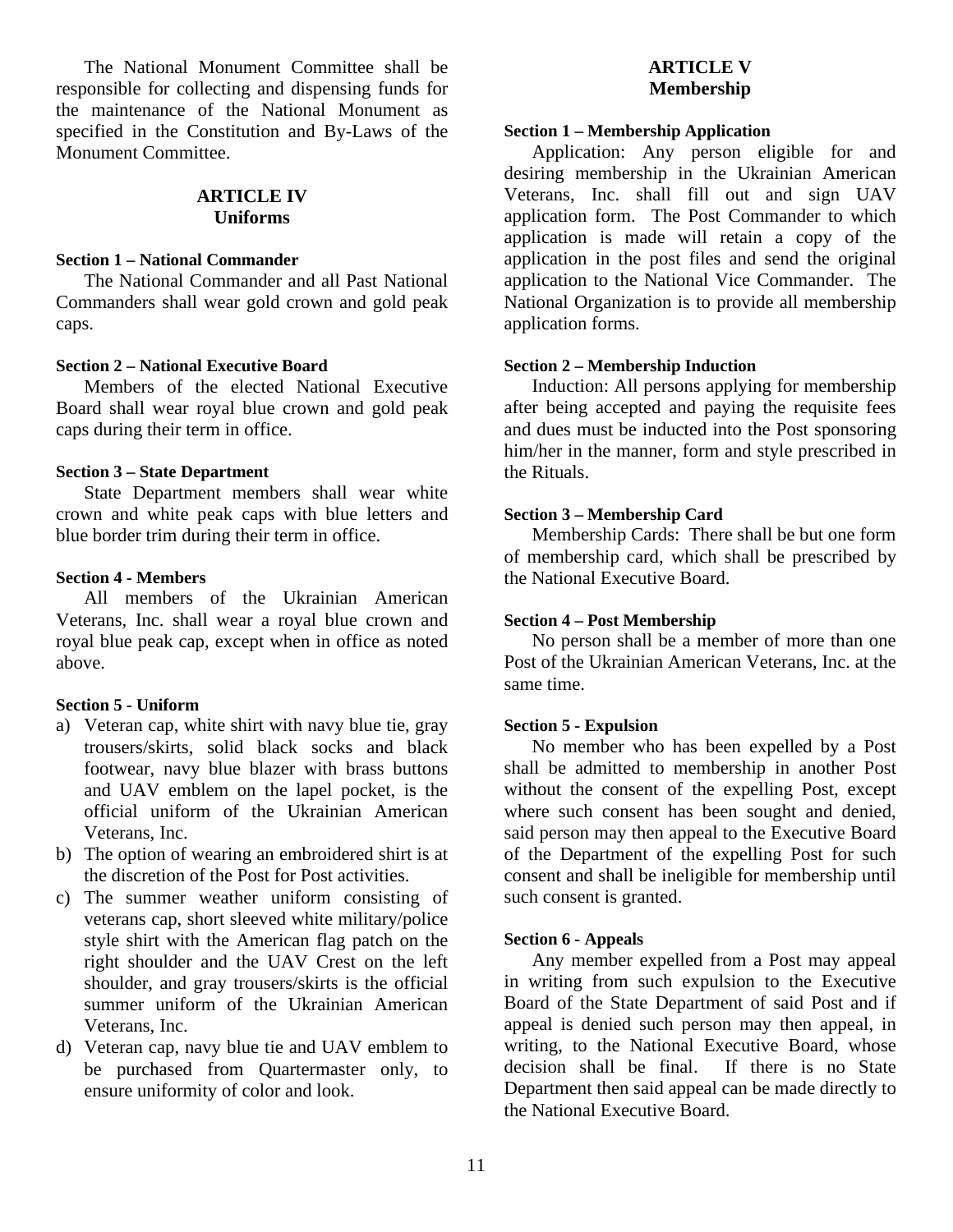The National Monument Committee shall be responsible for collecting and dispensing funds for the maintenance of the National Monument as specified in the Constitution and By-Laws of the Monument Committee.

## ARTICLE IV
## Uniforms

**Section 1 – National Commander**

The National Commander and all Past National Commanders shall wear gold crown and gold peak caps.

**Section 2 – National Executive Board**

Members of the elected National Executive Board shall wear royal blue crown and gold peak caps during their term in office.

**Section 3 – State Department**

State Department members shall wear white crown and white peak caps with blue letters and blue border trim during their term in office.

**Section 4 - Members**

All members of the Ukrainian American Veterans, Inc. shall wear a royal blue crown and royal blue peak cap, except when in office as noted above.

**Section 5 - Uniform**

a) Veteran cap, white shirt with navy blue tie, gray trousers/skirts, solid black socks and black footwear, navy blue blazer with brass buttons and UAV emblem on the lapel pocket, is the official uniform of the Ukrainian American Veterans, Inc.
b) The option of wearing an embroidered shirt is at the discretion of the Post for Post activities.
c) The summer weather uniform consisting of veterans cap, short sleeved white military/police style shirt with the American flag patch on the right shoulder and the UAV Crest on the left shoulder, and gray trousers/skirts is the official summer uniform of the Ukrainian American Veterans, Inc.
d) Veteran cap, navy blue tie and UAV emblem to be purchased from Quartermaster only, to ensure uniformity of color and look.

## ARTICLE V
## Membership

**Section 1 – Membership Application**

Application: Any person eligible for and desiring membership in the Ukrainian American Veterans, Inc. shall fill out and sign UAV application form. The Post Commander to which application is made will retain a copy of the application in the post files and send the original application to the National Vice Commander. The National Organization is to provide all membership application forms.

**Section 2 – Membership Induction**

Induction: All persons applying for membership after being accepted and paying the requisite fees and dues must be inducted into the Post sponsoring him/her in the manner, form and style prescribed in the Rituals.

**Section 3 – Membership Card**

Membership Cards: There shall be but one form of membership card, which shall be prescribed by the National Executive Board.

**Section 4 – Post Membership**

No person shall be a member of more than one Post of the Ukrainian American Veterans, Inc. at the same time.

**Section 5 - Expulsion**

No member who has been expelled by a Post shall be admitted to membership in another Post without the consent of the expelling Post, except where such consent has been sought and denied, said person may then appeal to the Executive Board of the Department of the expelling Post for such consent and shall be ineligible for membership until such consent is granted.

**Section 6 - Appeals**

Any member expelled from a Post may appeal in writing from such expulsion to the Executive Board of the State Department of said Post and if appeal is denied such person may then appeal, in writing, to the National Executive Board, whose decision shall be final. If there is no State Department then said appeal can be made directly to the National Executive Board.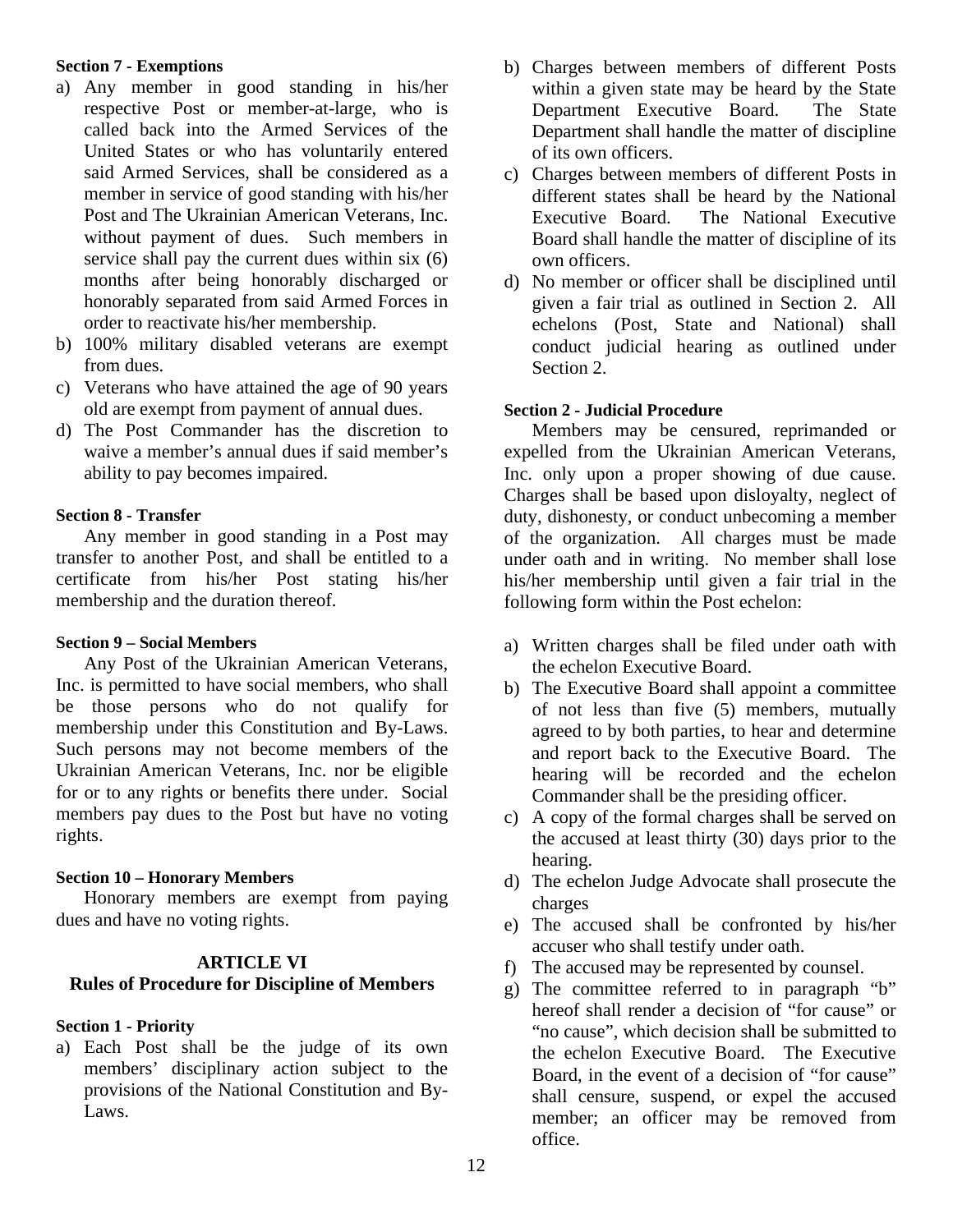**Section 7 - Exemptions**

a) Any member in good standing in his/her respective Post or member-at-large, who is called back into the Armed Services of the United States or who has voluntarily entered said Armed Services, shall be considered as a member in service of good standing with his/her Post and The Ukrainian American Veterans, Inc. without payment of dues. Such members in service shall pay the current dues within six (6) months after being honorably discharged or honorably separated from said Armed Forces in order to reactivate his/her membership.
b) 100% military disabled veterans are exempt from dues.
c) Veterans who have attained the age of 90 years old are exempt from payment of annual dues.
d) The Post Commander has the discretion to waive a member's annual dues if said member's ability to pay becomes impaired.

**Section 8 - Transfer**

Any member in good standing in a Post may transfer to another Post, and shall be entitled to a certificate from his/her Post stating his/her membership and the duration thereof.

**Section 9 – Social Members**

Any Post of the Ukrainian American Veterans, Inc. is permitted to have social members, who shall be those persons who do not qualify for membership under this Constitution and By-Laws. Such persons may not become members of the Ukrainian American Veterans, Inc. nor be eligible for or to any rights or benefits there under. Social members pay dues to the Post but have no voting rights.

**Section 10 – Honorary Members**

Honorary members are exempt from paying dues and have no voting rights.

## ARTICLE VI
## Rules of Procedure for Discipline of Members

**Section 1 - Priority**

a) Each Post shall be the judge of its own members' disciplinary action subject to the provisions of the National Constitution and By-Laws.
b) Charges between members of different Posts within a given state may be heard by the State Department Executive Board. The State Department shall handle the matter of discipline of its own officers.
c) Charges between members of different Posts in different states shall be heard by the National Executive Board. The National Executive Board shall handle the matter of discipline of its own officers.
d) No member or officer shall be disciplined until given a fair trial as outlined in Section 2. All echelons (Post, State and National) shall conduct judicial hearing as outlined under Section 2.

**Section 2 - Judicial Procedure**

Members may be censured, reprimanded or expelled from the Ukrainian American Veterans, Inc. only upon a proper showing of due cause. Charges shall be based upon disloyalty, neglect of duty, dishonesty, or conduct unbecoming a member of the organization. All charges must be made under oath and in writing. No member shall lose his/her membership until given a fair trial in the following form within the Post echelon:

a) Written charges shall be filed under oath with the echelon Executive Board.
b) The Executive Board shall appoint a committee of not less than five (5) members, mutually agreed to by both parties, to hear and determine and report back to the Executive Board. The hearing will be recorded and the echelon Commander shall be the presiding officer.
c) A copy of the formal charges shall be served on the accused at least thirty (30) days prior to the hearing.
d) The echelon Judge Advocate shall prosecute the charges
e) The accused shall be confronted by his/her accuser who shall testify under oath.
f) The accused may be represented by counsel.
g) The committee referred to in paragraph "b" hereof shall render a decision of "for cause" or "no cause", which decision shall be submitted to the echelon Executive Board. The Executive Board, in the event of a decision of "for cause" shall censure, suspend, or expel the accused member; an officer may be removed from office.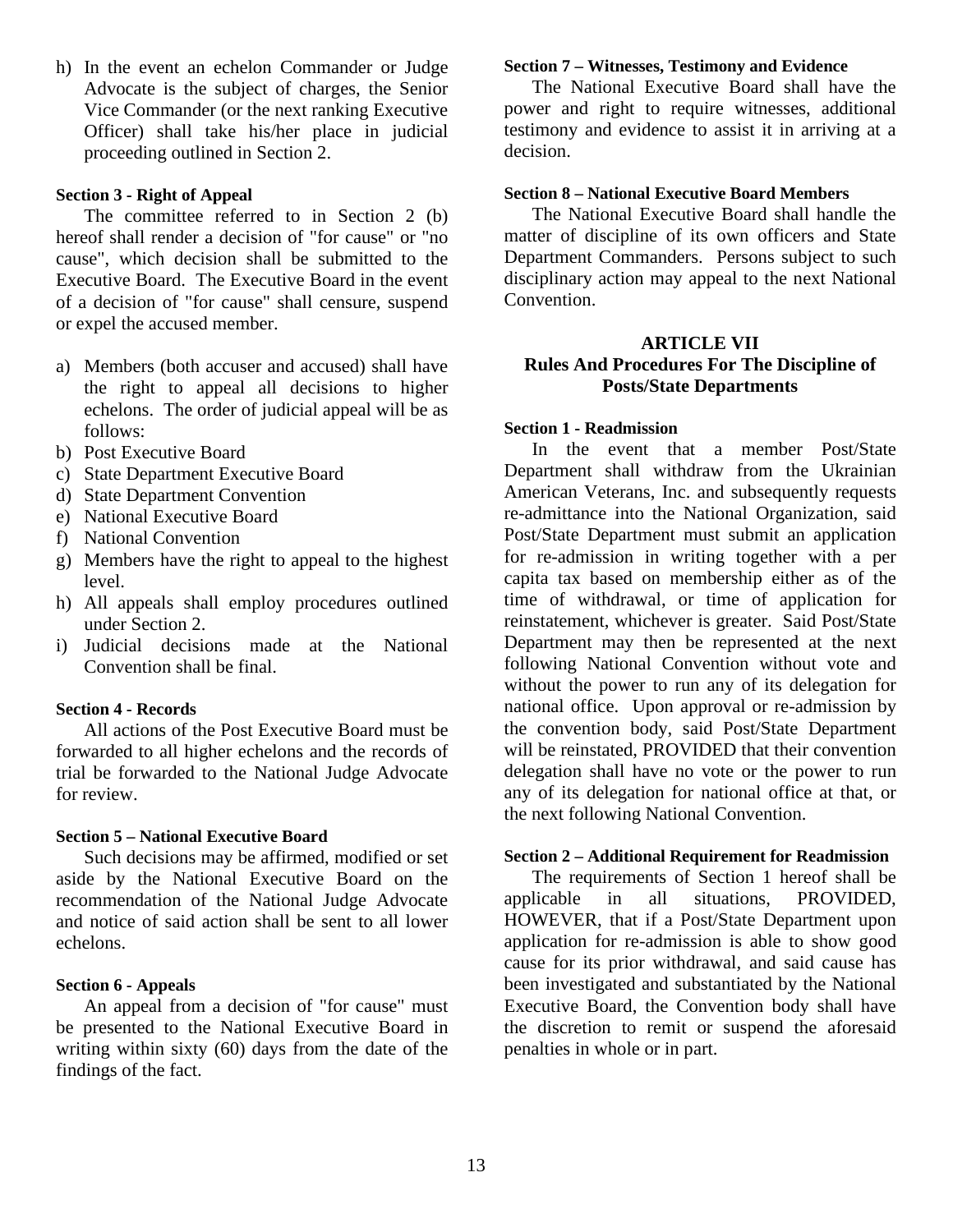h) In the event an echelon Commander or Judge Advocate is the subject of charges, the Senior Vice Commander (or the next ranking Executive Officer) shall take his/her place in judicial proceeding outlined in Section 2.

**Section 3 - Right of Appeal**

The committee referred to in Section 2 (b) hereof shall render a decision of "for cause" or "no cause", which decision shall be submitted to the Executive Board. The Executive Board in the event of a decision of "for cause" shall censure, suspend or expel the accused member.

a) Members (both accuser and accused) shall have the right to appeal all decisions to higher echelons. The order of judicial appeal will be as follows:
b) Post Executive Board
c) State Department Executive Board
d) State Department Convention
e) National Executive Board
f) National Convention
g) Members have the right to appeal to the highest level.
h) All appeals shall employ procedures outlined under Section 2.
i) Judicial decisions made at the National Convention shall be final.

**Section 4 - Records**

All actions of the Post Executive Board must be forwarded to all higher echelons and the records of trial be forwarded to the National Judge Advocate for review.

**Section 5 – National Executive Board**

Such decisions may be affirmed, modified or set aside by the National Executive Board on the recommendation of the National Judge Advocate and notice of said action shall be sent to all lower echelons.

**Section 6 - Appeals**

An appeal from a decision of "for cause" must be presented to the National Executive Board in writing within sixty (60) days from the date of the findings of the fact.

**Section 7 – Witnesses, Testimony and Evidence**

The National Executive Board shall have the power and right to require witnesses, additional testimony and evidence to assist it in arriving at a decision.

**Section 8 – National Executive Board Members**

The National Executive Board shall handle the matter of discipline of its own officers and State Department Commanders. Persons subject to such disciplinary action may appeal to the next National Convention.

## ARTICLE VII
## Rules And Procedures For The Discipline of Posts/State Departments

**Section 1 - Readmission**

In the event that a member Post/State Department shall withdraw from the Ukrainian American Veterans, Inc. and subsequently requests re-admittance into the National Organization, said Post/State Department must submit an application for re-admission in writing together with a per capita tax based on membership either as of the time of withdrawal, or time of application for reinstatement, whichever is greater. Said Post/State Department may then be represented at the next following National Convention without vote and without the power to run any of its delegation for national office. Upon approval or re-admission by the convention body, said Post/State Department will be reinstated, PROVIDED that their convention delegation shall have no vote or the power to run any of its delegation for national office at that, or the next following National Convention.

**Section 2 – Additional Requirement for Readmission**

The requirements of Section 1 hereof shall be applicable in all situations, PROVIDED, HOWEVER, that if a Post/State Department upon application for re-admission is able to show good cause for its prior withdrawal, and said cause has been investigated and substantiated by the National Executive Board, the Convention body shall have the discretion to remit or suspend the aforesaid penalties in whole or in part.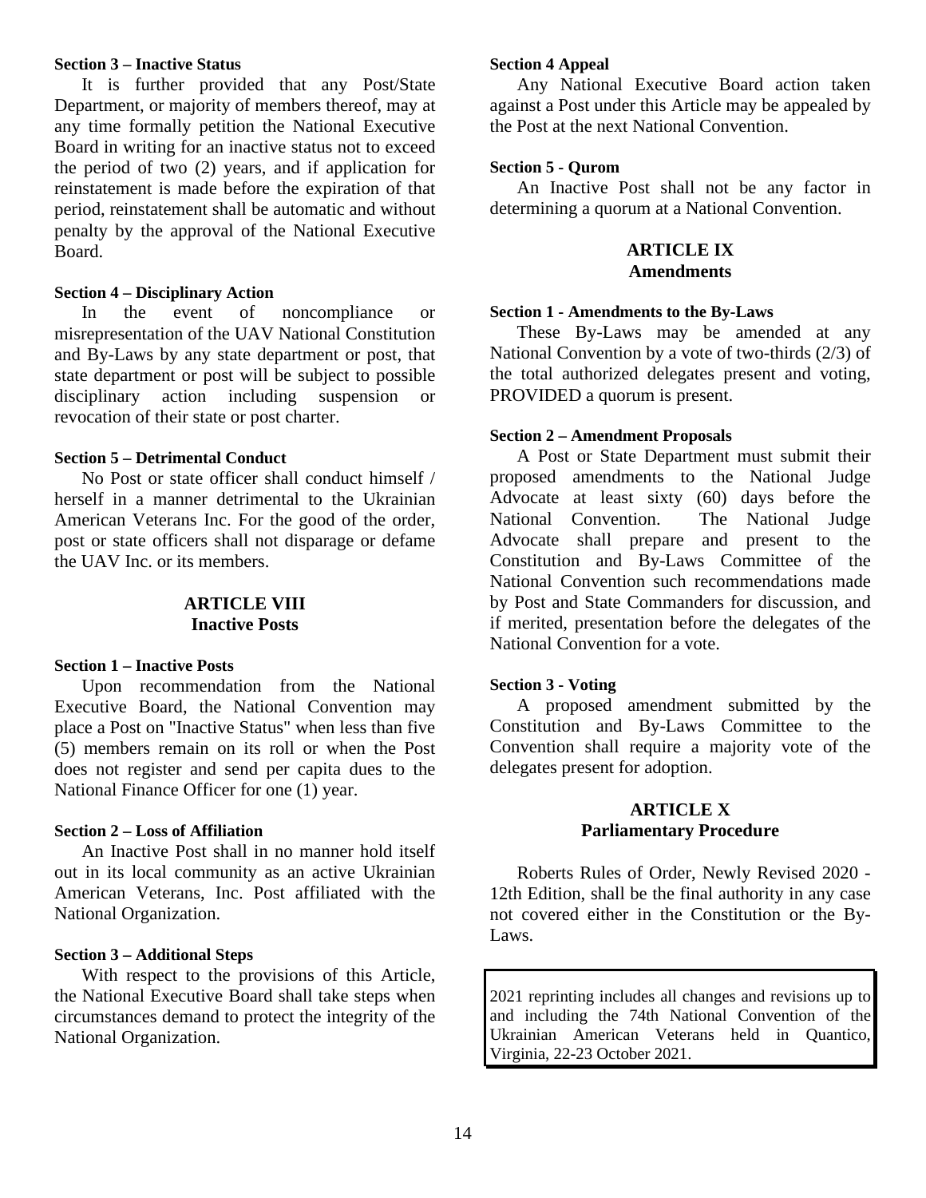**Section 3 – Inactive Status**

It is further provided that any Post/State Department, or majority of members thereof, may at any time formally petition the National Executive Board in writing for an inactive status not to exceed the period of two (2) years, and if application for reinstatement is made before the expiration of that period, reinstatement shall be automatic and without penalty by the approval of the National Executive Board.

**Section 4 – Disciplinary Action**

In the event of noncompliance or misrepresentation of the UAV National Constitution and By-Laws by any state department or post, that state department or post will be subject to possible disciplinary action including suspension or revocation of their state or post charter.

**Section 5 – Detrimental Conduct**

No Post or state officer shall conduct himself / herself in a manner detrimental to the Ukrainian American Veterans Inc. For the good of the order, post or state officers shall not disparage or defame the UAV Inc. or its members.

## ARTICLE VIII
## Inactive Posts

**Section 1 – Inactive Posts**

Upon recommendation from the National Executive Board, the National Convention may place a Post on "Inactive Status" when less than five (5) members remain on its roll or when the Post does not register and send per capita dues to the National Finance Officer for one (1) year.

**Section 2 – Loss of Affiliation**

An Inactive Post shall in no manner hold itself out in its local community as an active Ukrainian American Veterans, Inc. Post affiliated with the National Organization.

**Section 3 – Additional Steps**

With respect to the provisions of this Article, the National Executive Board shall take steps when circumstances demand to protect the integrity of the National Organization.

**Section 4 Appeal**

Any National Executive Board action taken against a Post under this Article may be appealed by the Post at the next National Convention.

**Section 5 - Qurom**

An Inactive Post shall not be any factor in determining a quorum at a National Convention.

## ARTICLE IX
## Amendments

**Section 1 - Amendments to the By-Laws**

These By-Laws may be amended at any National Convention by a vote of two-thirds (2/3) of the total authorized delegates present and voting, PROVIDED a quorum is present.

**Section 2 – Amendment Proposals**

A Post or State Department must submit their proposed amendments to the National Judge Advocate at least sixty (60) days before the National Convention. The National Judge Advocate shall prepare and present to the Constitution and By-Laws Committee of the National Convention such recommendations made by Post and State Commanders for discussion, and if merited, presentation before the delegates of the National Convention for a vote.

**Section 3 - Voting**

A proposed amendment submitted by the Constitution and By-Laws Committee to the Convention shall require a majority vote of the delegates present for adoption.

## ARTICLE X
## Parliamentary Procedure

Roberts Rules of Order, Newly Revised 2020 - 12th Edition, shall be the final authority in any case not covered either in the Constitution or the By-Laws.

2021 reprinting includes all changes and revisions up to and including the 74th National Convention of the Ukrainian American Veterans held in Quantico, Virginia, 22-23 October 2021.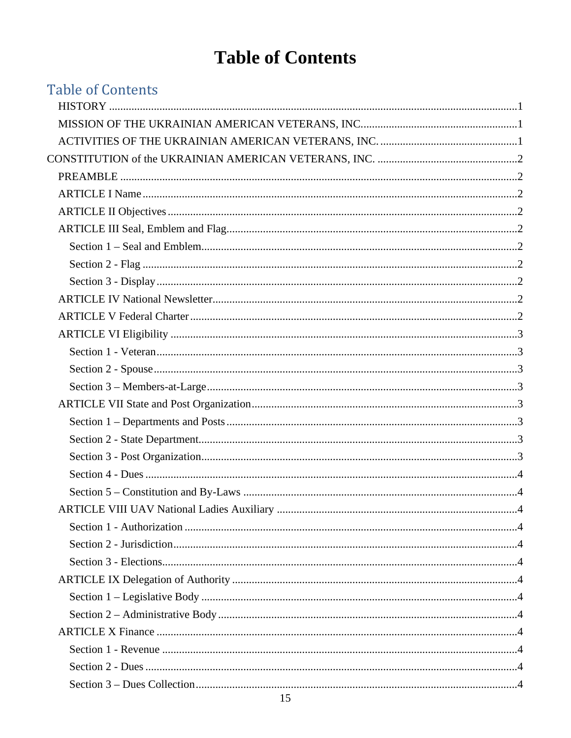# Table of Contents

## Table of Contents

- HISTORY ....................................................1
- MISSION OF THE UKRAINIAN AMERICAN VETERANS, INC....................................................1
- ACTIVITIES OF THE UKRAINIAN AMERICAN VETERANS, INC. ....................................................1

CONSTITUTION of the UKRAINIAN AMERICAN VETERANS, INC. ....................................................2

- PREAMBLE ....................................................2
- ARTICLE I Name ....................................................2
- ARTICLE II Objectives ....................................................2
- ARTICLE III Seal, Emblem and Flag....................................................2
  - Section 1 – Seal and Emblem....................................................2
  - Section 2 - Flag ....................................................2
  - Section 3 - Display ....................................................2
- ARTICLE IV National Newsletter....................................................2
- ARTICLE V Federal Charter ....................................................2
- ARTICLE VI Eligibility ....................................................3
  - Section 1 - Veteran....................................................3
  - Section 2 - Spouse....................................................3
  - Section 3 – Members-at-Large....................................................3
- ARTICLE VII State and Post Organization....................................................3
  - Section 1 – Departments and Posts ....................................................3
  - Section 2 - State Department....................................................3
  - Section 3 - Post Organization....................................................3
  - Section 4 - Dues ....................................................4
  - Section 5 – Constitution and By-Laws ....................................................4
- ARTICLE VIII UAV National Ladies Auxiliary ....................................................4
  - Section 1 - Authorization ....................................................4
  - Section 2 - Jurisdiction....................................................4
  - Section 3 - Elections....................................................4
- ARTICLE IX Delegation of Authority ....................................................4
  - Section 1 – Legislative Body ....................................................4
  - Section 2 – Administrative Body ....................................................4
- ARTICLE X Finance ....................................................4
  - Section 1 - Revenue ....................................................4
  - Section 2 - Dues ....................................................4
  - Section 3 – Dues Collection....................................................4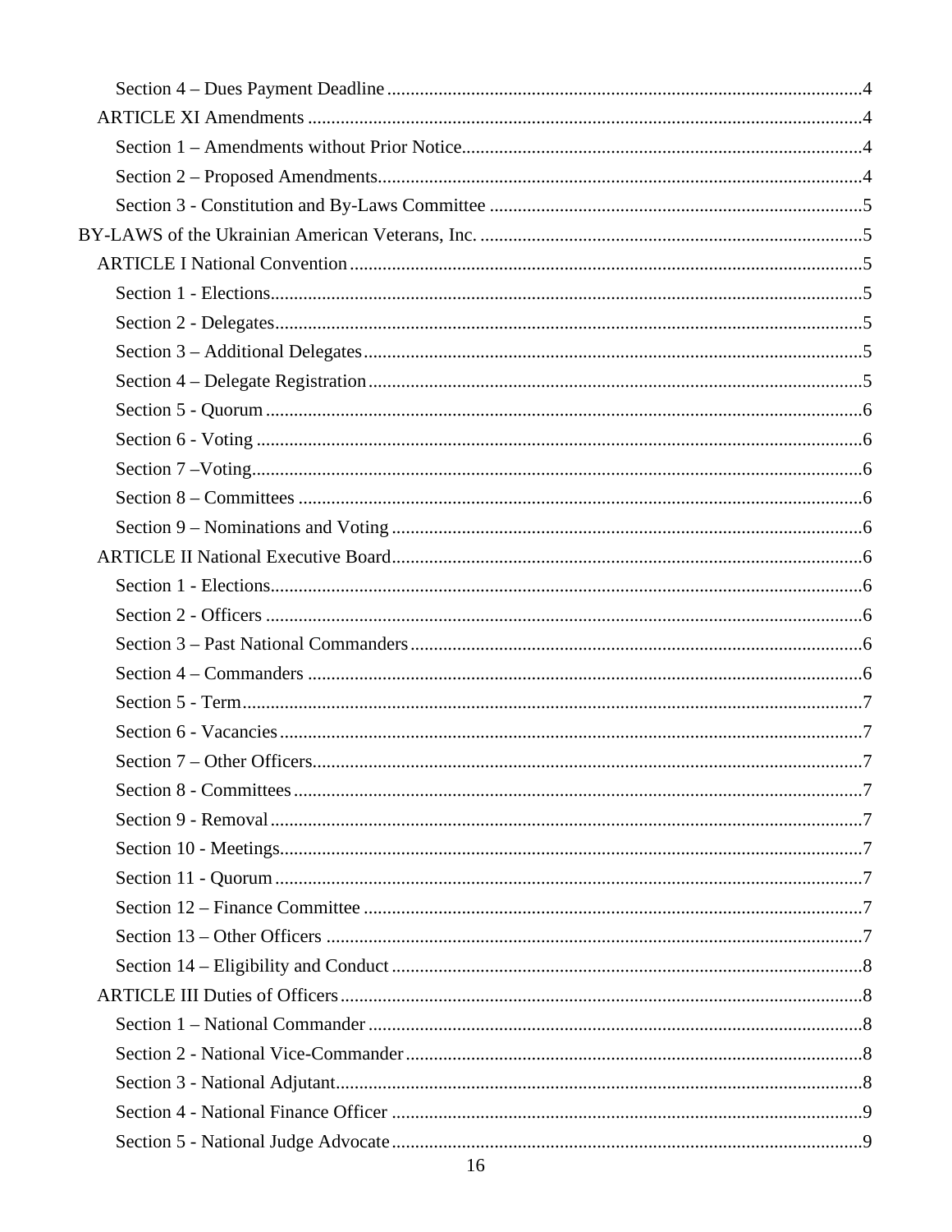Section 4 – Dues Payment Deadline ....................................................................................................4

ARTICLE XI Amendments ....................................................................................................................4

Section 1 – Amendments without Prior Notice....................................................................................4

Section 2 – Proposed Amendments......................................................................................................4

Section 3 - Constitution and By-Laws Committee ...............................................................................5

BY-LAWS of the Ukrainian American Veterans, Inc. ..............................................................................5

ARTICLE I National Convention ..........................................................................................................5

Section 1 - Elections..............................................................................................................................5

Section 2 - Delegates.............................................................................................................................5

Section 3 – Additional Delegates ..........................................................................................................5

Section 4 – Delegate Registration .........................................................................................................5

Section 5 - Quorum ...............................................................................................................................6

Section 6 - Voting .................................................................................................................................6

Section 7 –Voting..................................................................................................................................6

Section 8 – Committees ........................................................................................................................6

Section 9 – Nominations and Voting ....................................................................................................6

ARTICLE II National Executive Board..................................................................................................6

Section 1 - Elections..............................................................................................................................6

Section 2 - Officers ...............................................................................................................................6

Section 3 – Past National Commanders ................................................................................................6

Section 4 – Commanders ......................................................................................................................6

Section 5 - Term....................................................................................................................................7

Section 6 - Vacancies ............................................................................................................................7

Section 7 – Other Officers.....................................................................................................................7

Section 8 - Committees .........................................................................................................................7

Section 9 - Removal ..............................................................................................................................7

Section 10 - Meetings............................................................................................................................7

Section 11 - Quorum .............................................................................................................................7

Section 12 – Finance Committee ..........................................................................................................7

Section 13 – Other Officers ..................................................................................................................7

Section 14 – Eligibility and Conduct ....................................................................................................8

ARTICLE III Duties of Officers ............................................................................................................8

Section 1 – National Commander .........................................................................................................8

Section 2 - National Vice-Commander .................................................................................................8

Section 3 - National Adjutant................................................................................................................8

Section 4 - National Finance Officer .....................................................................................................9

Section 5 - National Judge Advocate ....................................................................................................9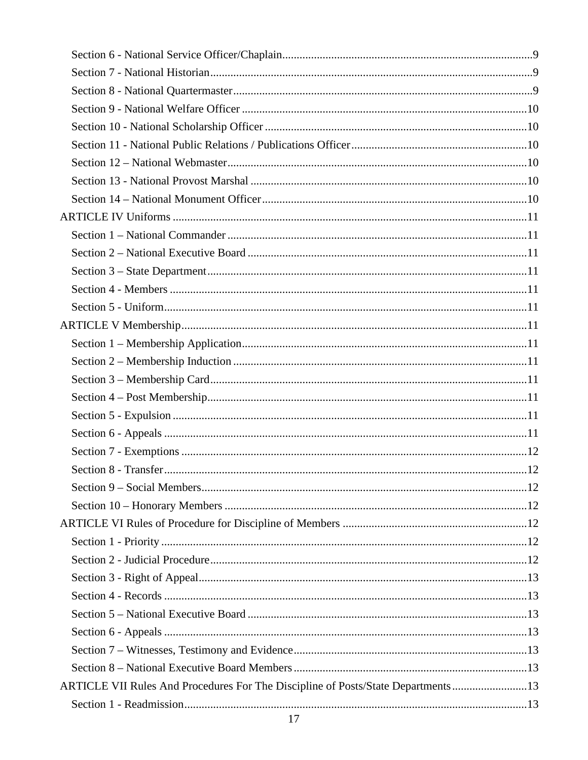Section 6 - National Service Officer/Chaplain......................................................................................9
Section 7 - National Historian...............................................................................................................9
Section 8 - National Quartermaster.......................................................................................................9
Section 9 - National Welfare Officer ...................................................................................................10
Section 10 - National Scholarship Officer ...........................................................................................10
Section 11 - National Public Relations / Publications Officer.............................................................10
Section 12 – National Webmaster........................................................................................................10
Section 13 - National Provost Marshal ................................................................................................10
Section 14 – National Monument Officer............................................................................................10

ARTICLE IV Uniforms ...........................................................................................................................11
Section 1 – National Commander ........................................................................................................11
Section 2 – National Executive Board .................................................................................................11
Section 3 – State Department...............................................................................................................11
Section 4 - Members ............................................................................................................................11
Section 5 - Uniform..............................................................................................................................11

ARTICLE V Membership........................................................................................................................11
Section 1 – Membership Application...................................................................................................11
Section 2 – Membership Induction ......................................................................................................11
Section 3 – Membership Card..............................................................................................................11
Section 4 – Post Membership...............................................................................................................11
Section 5 - Expulsion ...........................................................................................................................11
Section 6 - Appeals ..............................................................................................................................11
Section 7 - Exemptions ........................................................................................................................12
Section 8 - Transfer..............................................................................................................................12
Section 9 – Social Members.................................................................................................................12
Section 10 – Honorary Members .........................................................................................................12

ARTICLE VI Rules of Procedure for Discipline of Members ................................................................12
Section 1 - Priority ...............................................................................................................................12
Section 2 - Judicial Procedure..............................................................................................................12
Section 3 - Right of Appeal..................................................................................................................13
Section 4 - Records ..............................................................................................................................13
Section 5 – National Executive Board .................................................................................................13
Section 6 - Appeals ..............................................................................................................................13
Section 7 – Witnesses, Testimony and Evidence.................................................................................13
Section 8 – National Executive Board Members.................................................................................13

ARTICLE VII Rules And Procedures For The Discipline of Posts/State Departments..........................13
Section 1 - Readmission.......................................................................................................................13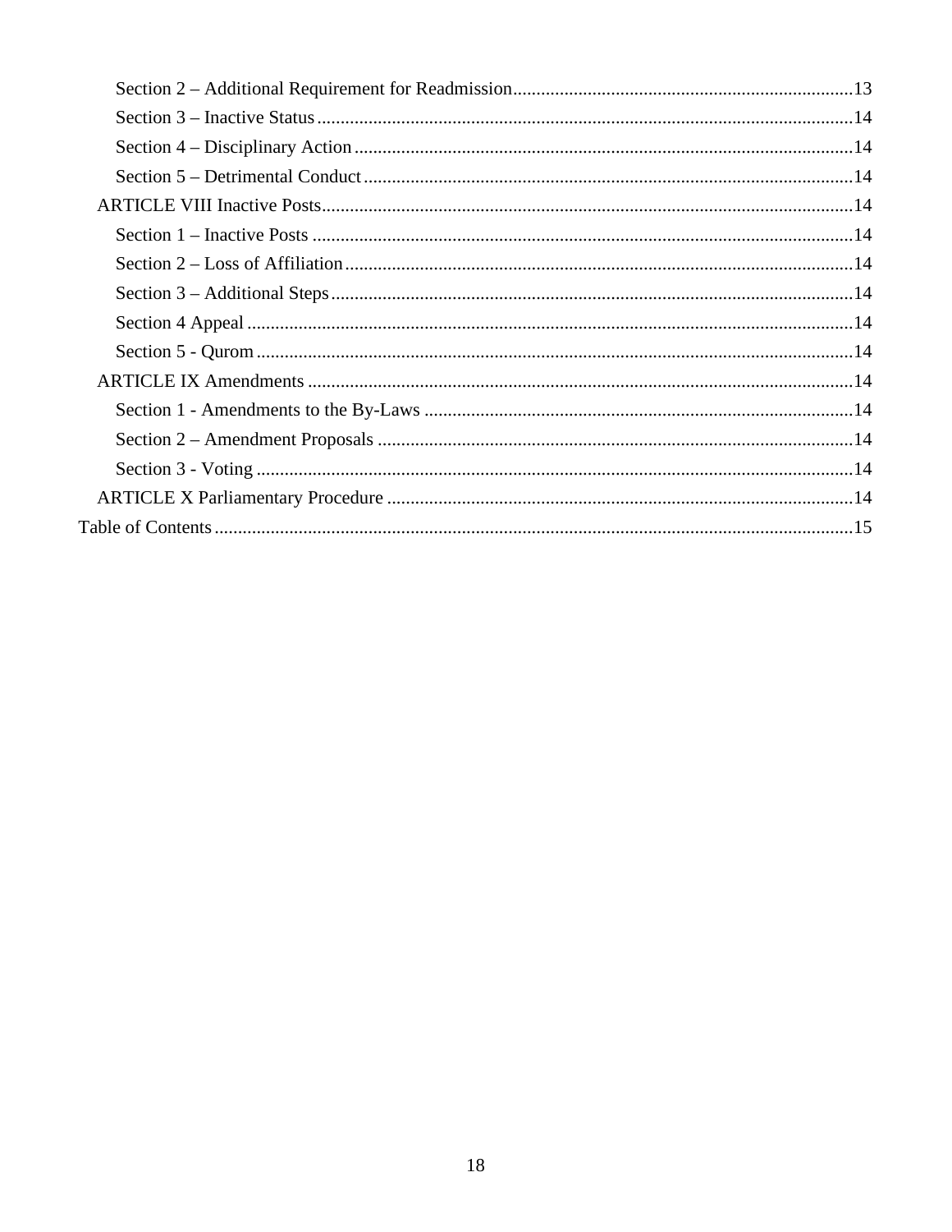Section 2 – Additional Requirement for Readmission........................................................................13
Section 3 – Inactive Status..................................................................................................................14
Section 4 – Disciplinary Action..........................................................................................................14
Section 5 – Detrimental Conduct........................................................................................................14
ARTICLE VIII Inactive Posts.................................................................................................................14
Section 1 – Inactive Posts...................................................................................................................14
Section 2 – Loss of Affiliation............................................................................................................14
Section 3 – Additional Steps...............................................................................................................14
Section 4 Appeal.................................................................................................................................14
Section 5 - Qurom...............................................................................................................................14
ARTICLE IX Amendments....................................................................................................................14
Section 1 - Amendments to the By-Laws............................................................................................14
Section 2 – Amendment Proposals.....................................................................................................14
Section 3 - Voting...............................................................................................................................14
ARTICLE X Parliamentary Procedure...................................................................................................14
Table of Contents........................................................................................................................................15